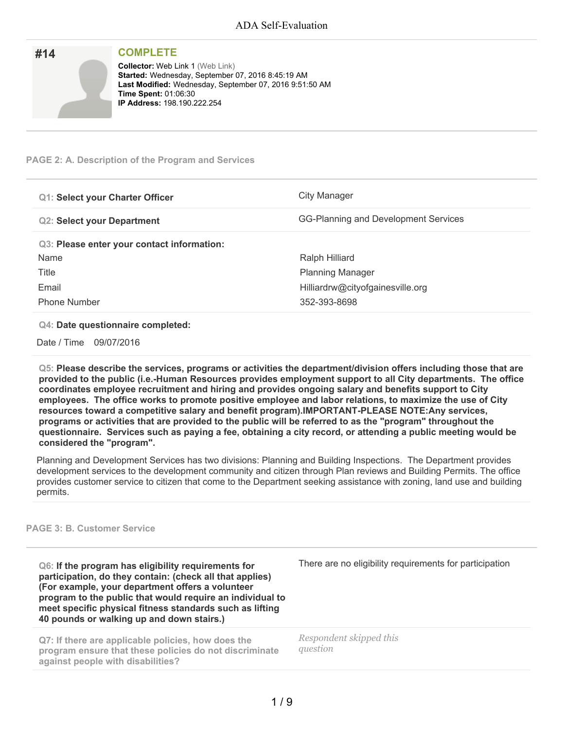# ADA Self-Evaluation

## #14

**COMPLETE**

**Collector:** Web Link 1 (Web Link)
**Started:** Wednesday, September 07, 2016 8:45:19 AM
**Last Modified:** Wednesday, September 07, 2016 9:51:50 AM
**Time Spent:** 01:06:30
**IP Address:** 198.190.222.254

---

### PAGE 2: A. Description of the Program and Services

| | |
|---|---|
| **Q1: Select your Charter Officer** | City Manager |
| **Q2: Select your Department** | GG-Planning and Development Services |

**Q3: Please enter your contact information:**

| | |
|---|---|
| Name | Ralph Hilliard |
| Title | Planning Manager |
| Email | Hilliardrw@cityofgainesville.org |
| Phone Number | 352-393-8698 |

**Q4: Date questionnaire completed:**

Date / Time 09/07/2016

**Q5: Please describe the services, programs or activities the department/division offers including those that are provided to the public (i.e.-Human Resources provides employment support to all City departments. The office coordinates employee recruitment and hiring and provides ongoing salary and benefits support to City employees. The office works to promote positive employee and labor relations, to maximize the use of City resources toward a competitive salary and benefit program).IMPORTANT-PLEASE NOTE:Any services, programs or activities that are provided to the public will be referred to as the "program" throughout the questionnaire. Services such as paying a fee, obtaining a city record, or attending a public meeting would be considered the "program".**

Planning and Development Services has two divisions: Planning and Building Inspections. The Department provides development services to the development community and citizen through Plan reviews and Building Permits. The office provides customer service to citizen that come to the Department seeking assistance with zoning, land use and building permits.

### PAGE 3: B. Customer Service

| | |
|---|---|
| **Q6: If the program has eligibility requirements for participation, do they contain: (check all that applies) (For example, your department offers a volunteer program to the public that would require an individual to meet specific physical fitness standards such as lifting 40 pounds or walking up and down stairs.)** | There are no eligibility requirements for participation |
| Q7: If there are applicable policies, how does the program ensure that these policies do not discriminate against people with disabilities? | *Respondent skipped this question* |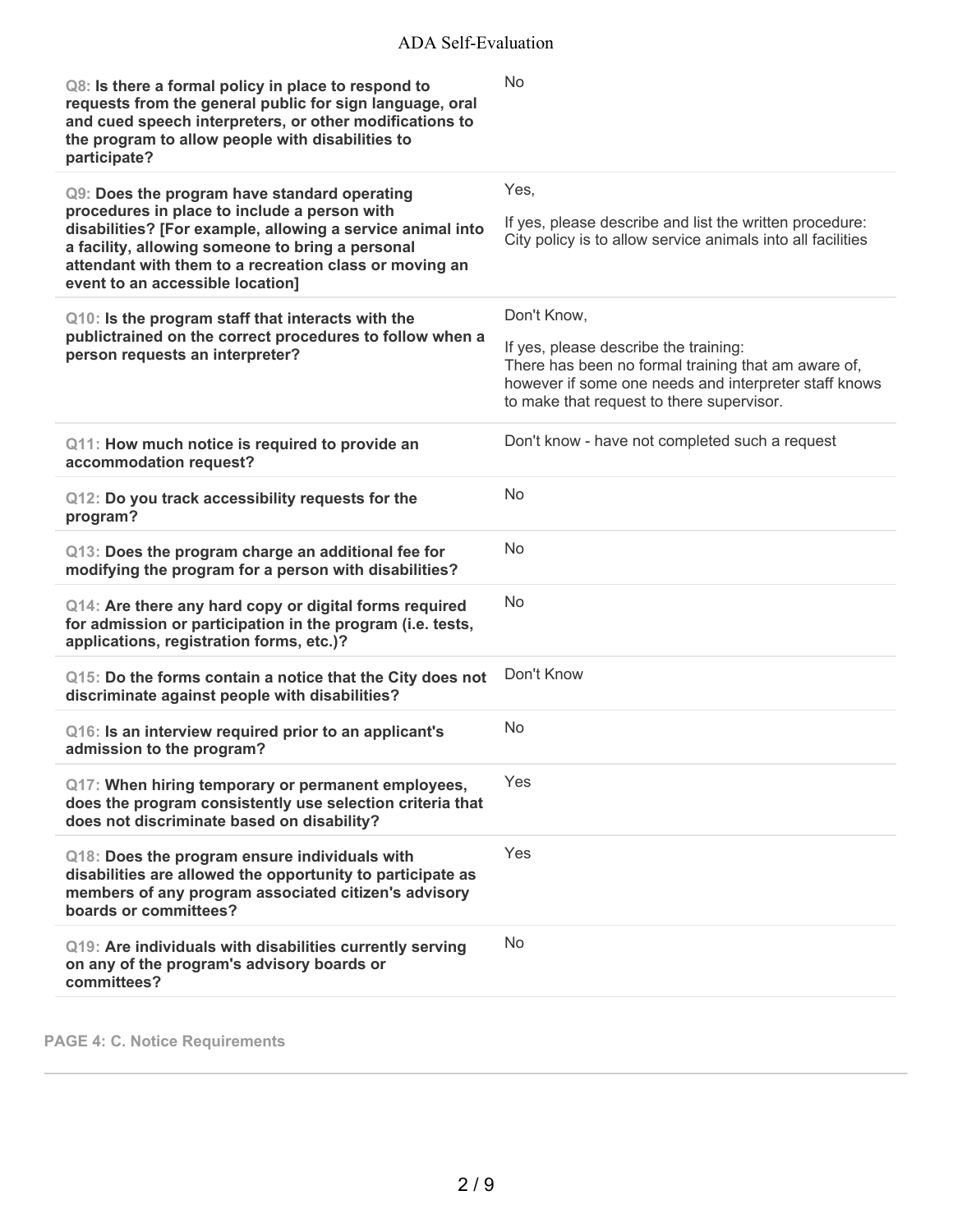**Q8: Is there a formal policy in place to respond to requests from the general public for sign language, oral and cued speech interpreters, or other modifications to the program to allow people with disabilities to participate?**

No

**Q9: Does the program have standard operating procedures in place to include a person with disabilities? [For example, allowing a service animal into a facility, allowing someone to bring a personal attendant with them to a recreation class or moving an event to an accessible location]**

Yes,

If yes, please describe and list the written procedure:
City policy is to allow service animals into all facilities

**Q10: Is the program staff that interacts with the publictrained on the correct procedures to follow when a person requests an interpreter?**

Don't Know,

If yes, please describe the training:
There has been no formal training that am aware of, however if some one needs and interpreter staff knows to make that request to there supervisor.

**Q11: How much notice is required to provide an accommodation request?**

Don't know - have not completed such a request

**Q12: Do you track accessibility requests for the program?**

No

**Q13: Does the program charge an additional fee for modifying the program for a person with disabilities?**

No

**Q14: Are there any hard copy or digital forms required for admission or participation in the program (i.e. tests, applications, registration forms, etc.)?**

No

**Q15: Do the forms contain a notice that the City does not discriminate against people with disabilities?**

Don't Know

**Q16: Is an interview required prior to an applicant's admission to the program?**

No

**Q17: When hiring temporary or permanent employees, does the program consistently use selection criteria that does not discriminate based on disability?**

Yes

**Q18: Does the program ensure individuals with disabilities are allowed the opportunity to participate as members of any program associated citizen's advisory boards or committees?**

Yes

**Q19: Are individuals with disabilities currently serving on any of the program's advisory boards or committees?**

No

**PAGE 4: C. Notice Requirements**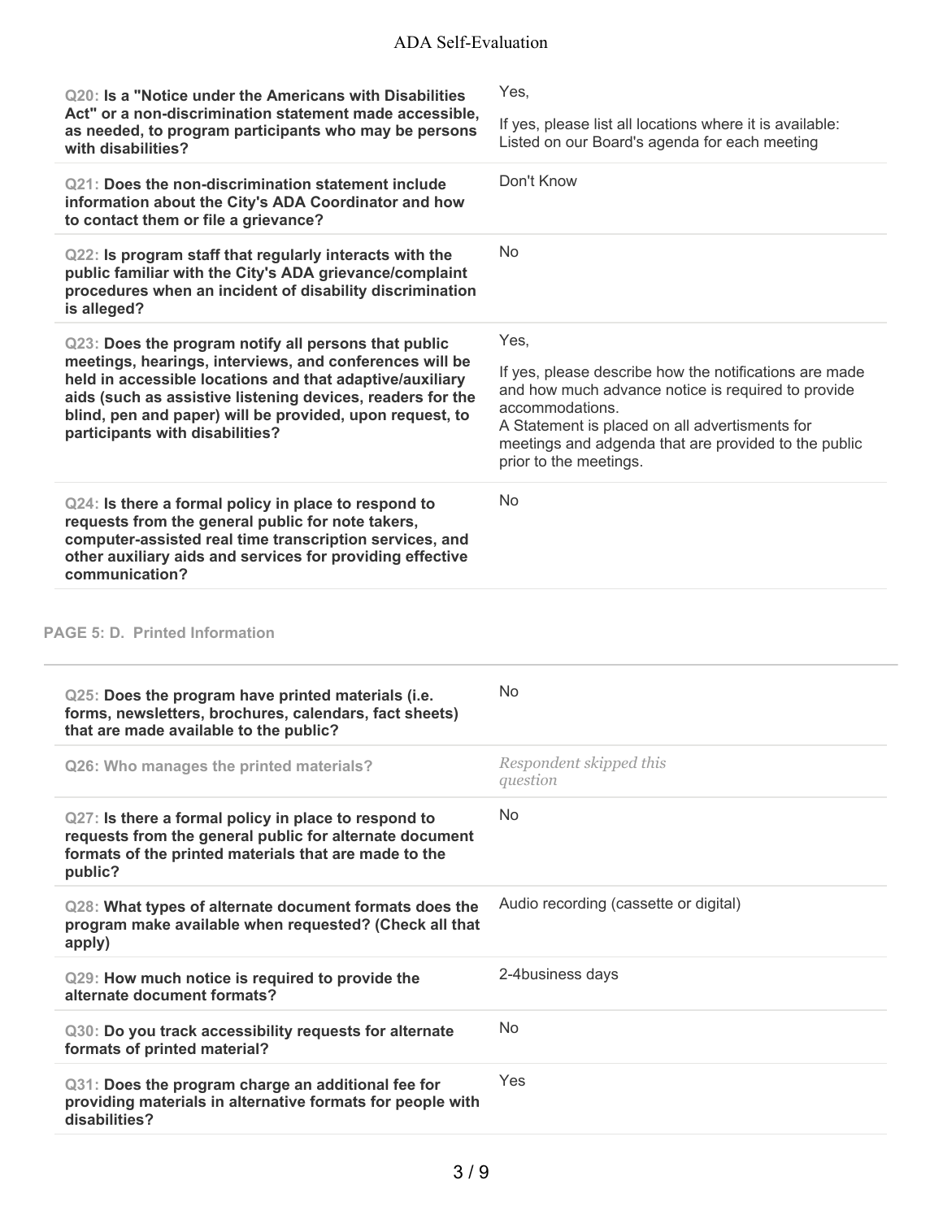| | |
|---|---|
| **Q20: Is a "Notice under the Americans with Disabilities Act" or a non-discrimination statement made accessible, as needed, to program participants who may be persons with disabilities?** | Yes,<br><br>If yes, please list all locations where it is available: Listed on our Board's agenda for each meeting |
| **Q21: Does the non-discrimination statement include information about the City's ADA Coordinator and how to contact them or file a grievance?** | Don't Know |
| **Q22: Is program staff that regularly interacts with the public familiar with the City's ADA grievance/complaint procedures when an incident of disability discrimination is alleged?** | No |
| **Q23: Does the program notify all persons that public meetings, hearings, interviews, and conferences will be held in accessible locations and that adaptive/auxiliary aids (such as assistive listening devices, readers for the blind, pen and paper) will be provided, upon request, to participants with disabilities?** | Yes,<br><br>If yes, please describe how the notifications are made and how much advance notice is required to provide accommodations.<br>A Statement is placed on all advertisments for meetings and adgenda that are provided to the public prior to the meetings. |
| **Q24: Is there a formal policy in place to respond to requests from the general public for note takers, computer-assisted real time transcription services, and other auxiliary aids and services for providing effective communication?** | No |

## PAGE 5: D. Printed Information

| | |
|---|---|
| **Q25: Does the program have printed materials (i.e. forms, newsletters, brochures, calendars, fact sheets) that are made available to the public?** | No |
| Q26: Who manages the printed materials? | *Respondent skipped this question* |
| **Q27: Is there a formal policy in place to respond to requests from the general public for alternate document formats of the printed materials that are made to the public?** | No |
| **Q28: What types of alternate document formats does the program make available when requested? (Check all that apply)** | Audio recording (cassette or digital) |
| **Q29: How much notice is required to provide the alternate document formats?** | 2-4business days |
| **Q30: Do you track accessibility requests for alternate formats of printed material?** | No |
| **Q31: Does the program charge an additional fee for providing materials in alternative formats for people with disabilities?** | Yes |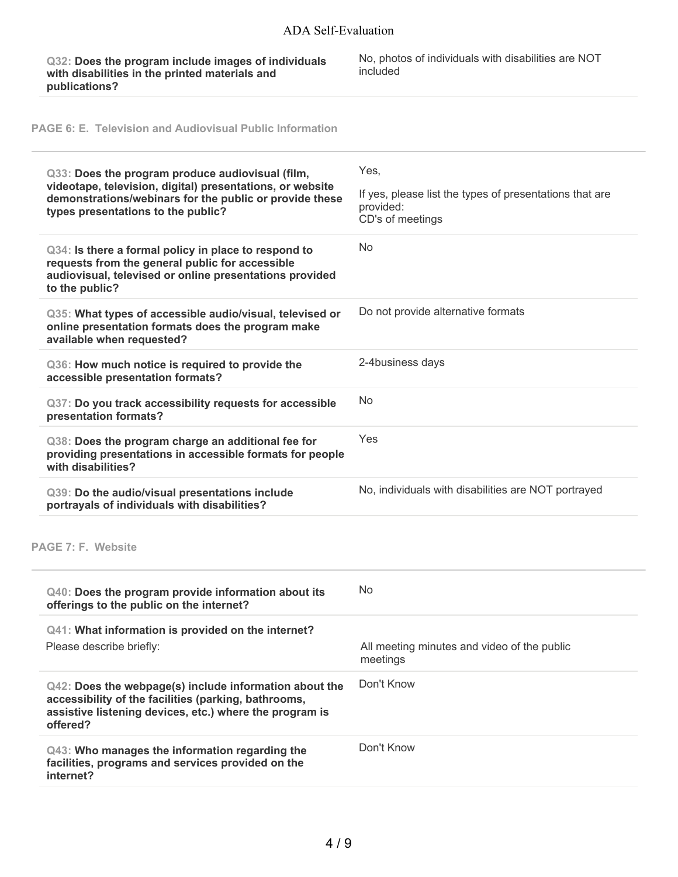| Question | Response |
|---|---|
| **Q32: Does the program include images of individuals with disabilities in the printed materials and publications?** | No, photos of individuals with disabilities are NOT included |

## PAGE 6: E. Television and Audiovisual Public Information

| Question | Response |
|---|---|
| **Q33: Does the program produce audiovisual (film, videotape, television, digital) presentations, or website demonstrations/webinars for the public or provide these types presentations to the public?** | Yes,<br>If yes, please list the types of presentations that are provided:<br>CD's of meetings |
| **Q34: Is there a formal policy in place to respond to requests from the general public for accessible audiovisual, televised or online presentations provided to the public?** | No |
| **Q35: What types of accessible audio/visual, televised or online presentation formats does the program make available when requested?** | Do not provide alternative formats |
| **Q36: How much notice is required to provide the accessible presentation formats?** | 2-4business days |
| **Q37: Do you track accessibility requests for accessible presentation formats?** | No |
| **Q38: Does the program charge an additional fee for providing presentations in accessible formats for people with disabilities?** | Yes |
| **Q39: Do the audio/visual presentations include portrayals of individuals with disabilities?** | No, individuals with disabilities are NOT portrayed |

## PAGE 7: F. Website

| Question | Response |
|---|---|
| **Q40: Does the program provide information about its offerings to the public on the internet?** | No |
| **Q41: What information is provided on the internet?**<br>Please describe briefly: | All meeting minutes and video of the public meetings |
| **Q42: Does the webpage(s) include information about the accessibility of the facilities (parking, bathrooms, assistive listening devices, etc.) where the program is offered?** | Don't Know |
| **Q43: Who manages the information regarding the facilities, programs and services provided on the internet?** | Don't Know |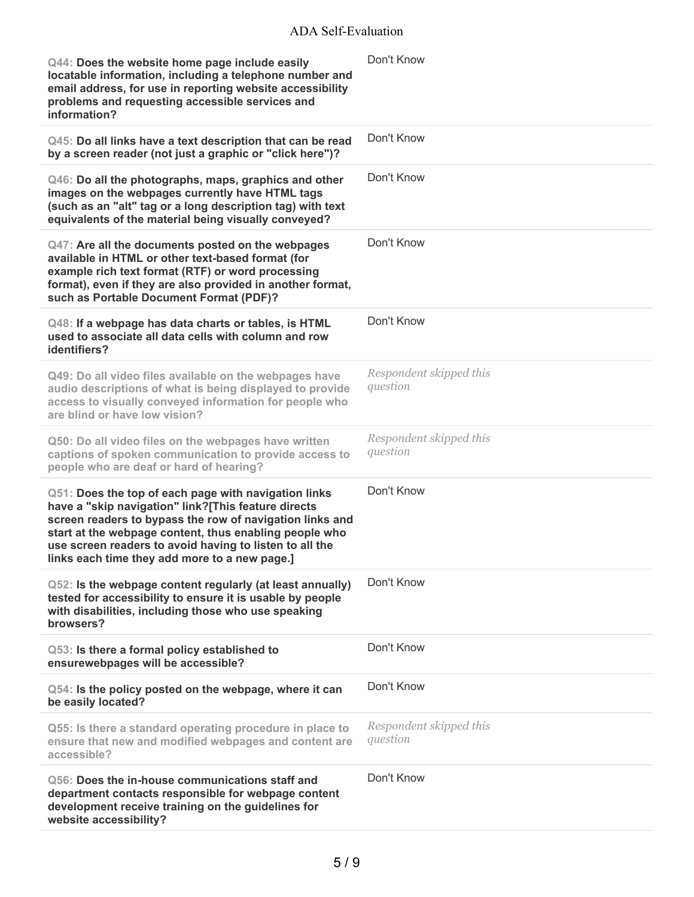| Question | Response |
|---|---|
| Q44: **Does the website home page include easily locatable information, including a telephone number and email address, for use in reporting website accessibility problems and requesting accessible services and information?** | Don't Know |
| Q45: **Do all links have a text description that can be read by a screen reader (not just a graphic or "click here")?** | Don't Know |
| Q46: **Do all the photographs, maps, graphics and other images on the webpages currently have HTML tags (such as an "alt" tag or a long description tag) with text equivalents of the material being visually conveyed?** | Don't Know |
| Q47: **Are all the documents posted on the webpages available in HTML or other text-based format (for example rich text format (RTF) or word processing format), even if they are also provided in another format, such as Portable Document Format (PDF)?** | Don't Know |
| Q48: **If a webpage has data charts or tables, is HTML used to associate all data cells with column and row identifiers?** | Don't Know |
| Q49: Do all video files available on the webpages have audio descriptions of what is being displayed to provide access to visually conveyed information for people who are blind or have low vision? | *Respondent skipped this question* |
| Q50: Do all video files on the webpages have written captions of spoken communication to provide access to people who are deaf or hard of hearing? | *Respondent skipped this question* |
| Q51: **Does the top of each page with navigation links have a "skip navigation" link?[This feature directs screen readers to bypass the row of navigation links and start at the webpage content, thus enabling people who use screen readers to avoid having to listen to all the links each time they add more to a new page.]** | Don't Know |
| Q52: **Is the webpage content regularly (at least annually) tested for accessibility to ensure it is usable by people with disabilities, including those who use speaking browsers?** | Don't Know |
| Q53: **Is there a formal policy established to ensurewebpages will be accessible?** | Don't Know |
| Q54: **Is the policy posted on the webpage, where it can be easily located?** | Don't Know |
| Q55: Is there a standard operating procedure in place to ensure that new and modified webpages and content are accessible? | *Respondent skipped this question* |
| Q56: **Does the in-house communications staff and department contacts responsible for webpage content development receive training on the guidelines for website accessibility?** | Don't Know |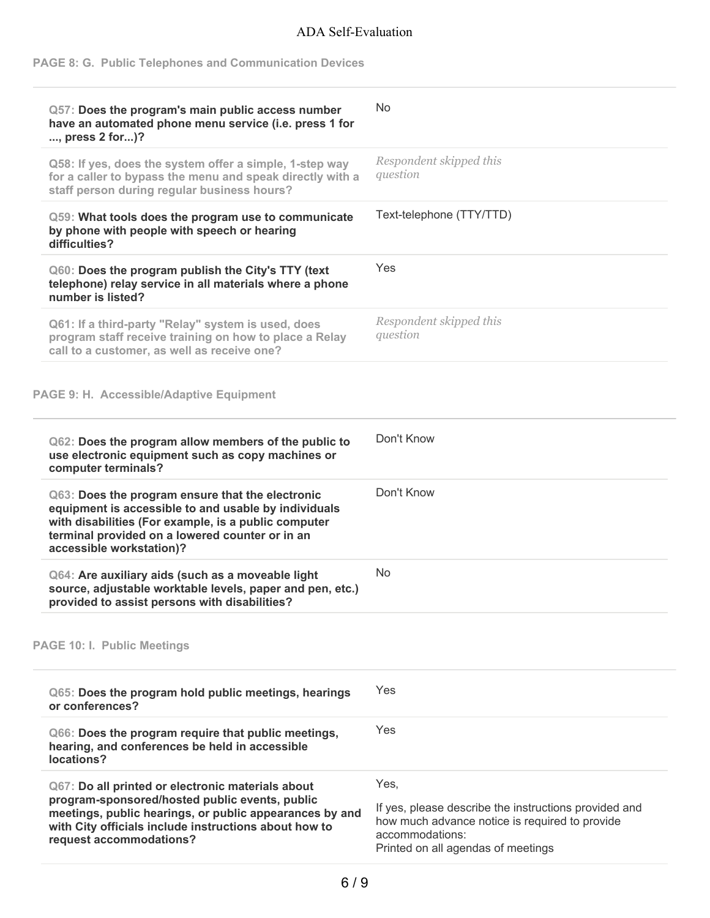## PAGE 8: G. Public Telephones and Communication Devices

| Question | Response |
|---|---|
| **Q57: Does the program's main public access number have an automated phone menu service (i.e. press 1 for ..., press 2 for...)?** | No |
| Q58: If yes, does the system offer a simple, 1-step way for a caller to bypass the menu and speak directly with a staff person during regular business hours? | *Respondent skipped this question* |
| **Q59: What tools does the program use to communicate by phone with people with speech or hearing difficulties?** | Text-telephone (TTY/TTD) |
| **Q60: Does the program publish the City's TTY (text telephone) relay service in all materials where a phone number is listed?** | Yes |
| Q61: If a third-party "Relay" system is used, does program staff receive training on how to place a Relay call to a customer, as well as receive one? | *Respondent skipped this question* |

## PAGE 9: H. Accessible/Adaptive Equipment

| Question | Response |
|---|---|
| **Q62: Does the program allow members of the public to use electronic equipment such as copy machines or computer terminals?** | Don't Know |
| **Q63: Does the program ensure that the electronic equipment is accessible to and usable by individuals with disabilities (For example, is a public computer terminal provided on a lowered counter or in an accessible workstation)?** | Don't Know |
| **Q64: Are auxiliary aids (such as a moveable light source, adjustable worktable levels, paper and pen, etc.) provided to assist persons with disabilities?** | No |

## PAGE 10: I. Public Meetings

| Question | Response |
|---|---|
| **Q65: Does the program hold public meetings, hearings or conferences?** | Yes |
| **Q66: Does the program require that public meetings, hearing, and conferences be held in accessible locations?** | Yes |
| **Q67: Do all printed or electronic materials about program-sponsored/hosted public events, public meetings, public hearings, or public appearances by and with City officials include instructions about how to request accommodations?** | Yes,<br><br>If yes, please describe the instructions provided and how much advance notice is required to provide accommodations:<br>Printed on all agendas of meetings |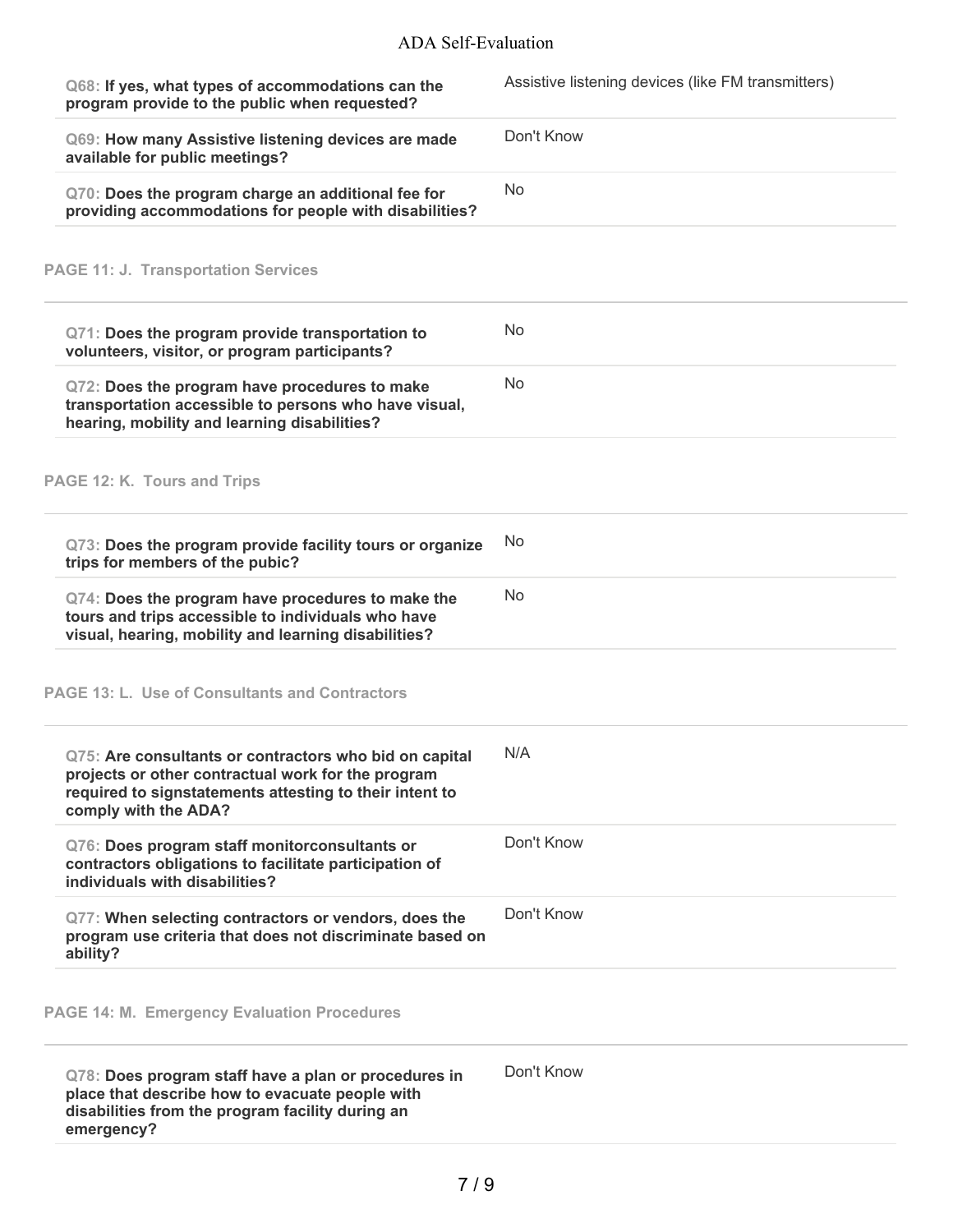| | |
|---|---|
| **Q68: If yes, what types of accommodations can the program provide to the public when requested?** | Assistive listening devices (like FM transmitters) |
| **Q69: How many Assistive listening devices are made available for public meetings?** | Don't Know |
| **Q70: Does the program charge an additional fee for providing accommodations for people with disabilities?** | No |

## PAGE 11: J. Transportation Services

| | |
|---|---|
| **Q71: Does the program provide transportation to volunteers, visitor, or program participants?** | No |
| **Q72: Does the program have procedures to make transportation accessible to persons who have visual, hearing, mobility and learning disabilities?** | No |

## PAGE 12: K. Tours and Trips

| | |
|---|---|
| **Q73: Does the program provide facility tours or organize trips for members of the pubic?** | No |
| **Q74: Does the program have procedures to make the tours and trips accessible to individuals who have visual, hearing, mobility and learning disabilities?** | No |

## PAGE 13: L. Use of Consultants and Contractors

| | |
|---|---|
| **Q75: Are consultants or contractors who bid on capital projects or other contractual work for the program required to signstatements attesting to their intent to comply with the ADA?** | N/A |
| **Q76: Does program staff monitorconsultants or contractors obligations to facilitate participation of individuals with disabilities?** | Don't Know |
| **Q77: When selecting contractors or vendors, does the program use criteria that does not discriminate based on ability?** | Don't Know |

## PAGE 14: M. Emergency Evaluation Procedures

| | |
|---|---|
| **Q78: Does program staff have a plan or procedures in place that describe how to evacuate people with disabilities from the program facility during an emergency?** | Don't Know |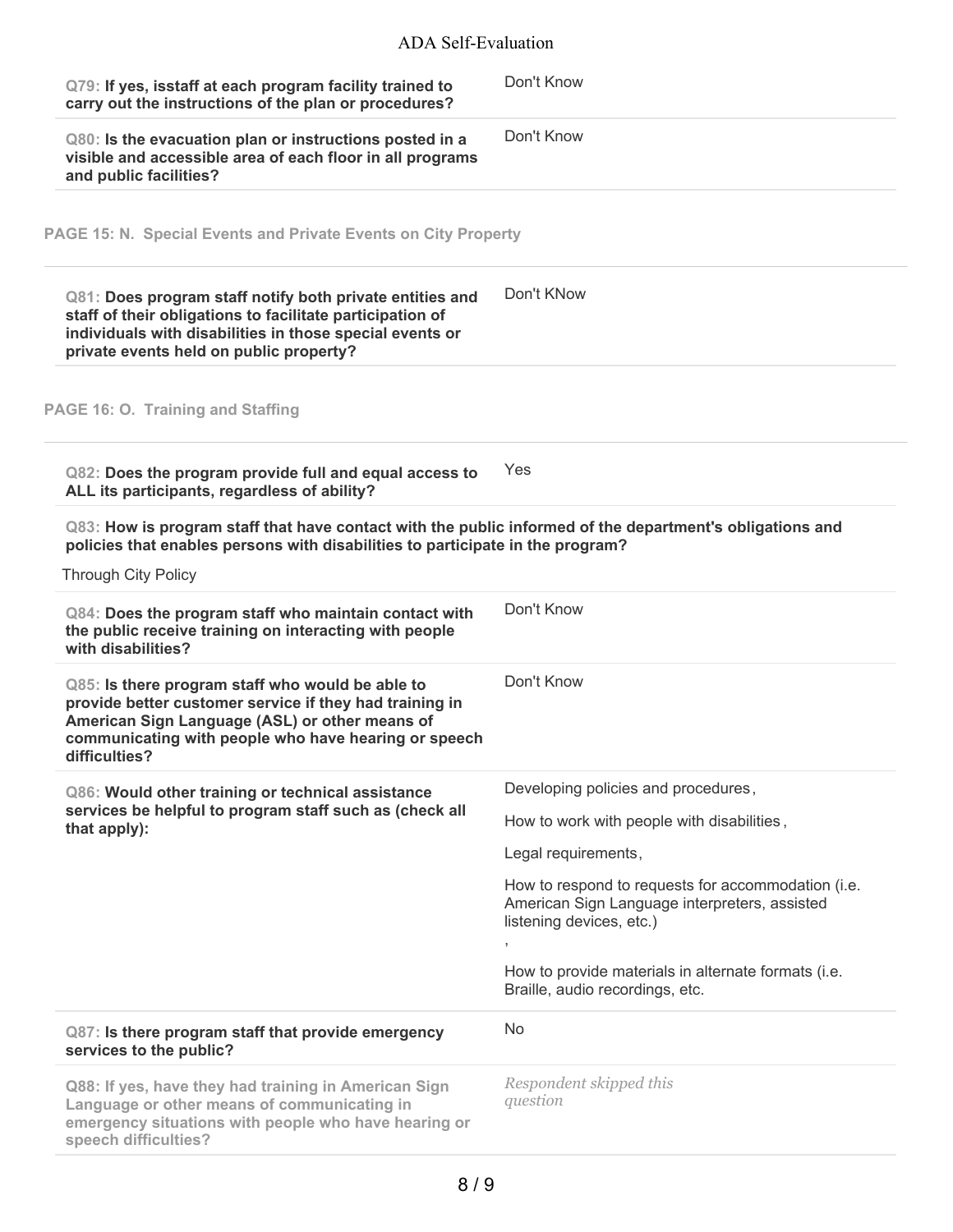| Question | Response |
|---|---|
| **Q79: If yes, isstaff at each program facility trained to carry out the instructions of the plan or procedures?** | Don't Know |
| **Q80: Is the evacuation plan or instructions posted in a visible and accessible area of each floor in all programs and public facilities?** | Don't Know |

## PAGE 15: N. Special Events and Private Events on City Property

| Question | Response |
|---|---|
| **Q81: Does program staff notify both private entities and staff of their obligations to facilitate participation of individuals with disabilities in those special events or private events held on public property?** | Don't KNow |

## PAGE 16: O. Training and Staffing

| Question | Response |
|---|---|
| **Q82: Does the program provide full and equal access to ALL its participants, regardless of ability?** | Yes |

**Q83: How is program staff that have contact with the public informed of the department's obligations and policies that enables persons with disabilities to participate in the program?**

Through City Policy

| Question | Response |
|---|---|
| **Q84: Does the program staff who maintain contact with the public receive training on interacting with people with disabilities?** | Don't Know |
| **Q85: Is there program staff who would be able to provide better customer service if they had training in American Sign Language (ASL) or other means of communicating with people who have hearing or speech difficulties?** | Don't Know |
| **Q86: Would other training or technical assistance services be helpful to program staff such as (check all that apply):** | Developing policies and procedures,<br>How to work with people with disabilities,<br>Legal requirements,<br>How to respond to requests for accommodation (i.e. American Sign Language interpreters, assisted listening devices, etc.)<br>,<br>How to provide materials in alternate formats (i.e. Braille, audio recordings, etc. |
| **Q87: Is there program staff that provide emergency services to the public?** | No |
| **Q88: If yes, have they had training in American Sign Language or other means of communicating in emergency situations with people who have hearing or speech difficulties?** | *Respondent skipped this question* |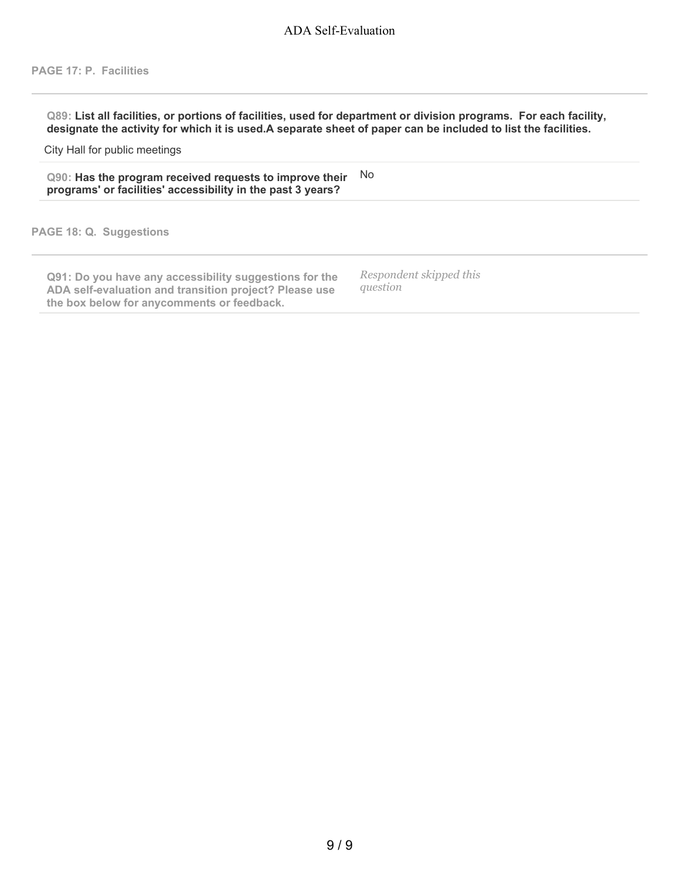**PAGE 17: P. Facilities**

**Q89: List all facilities, or portions of facilities, used for department or division programs. For each facility, designate the activity for which it is used.A separate sheet of paper can be included to list the facilities.**

City Hall for public meetings

| | |
|---|---|
| **Q90: Has the program received requests to improve their programs' or facilities' accessibility in the past 3 years?** | No |

**PAGE 18: Q. Suggestions**

| | |
|---|---|
| **Q91: Do you have any accessibility suggestions for the ADA self-evaluation and transition project? Please use the box below for anycomments or feedback.** | *Respondent skipped this question* |